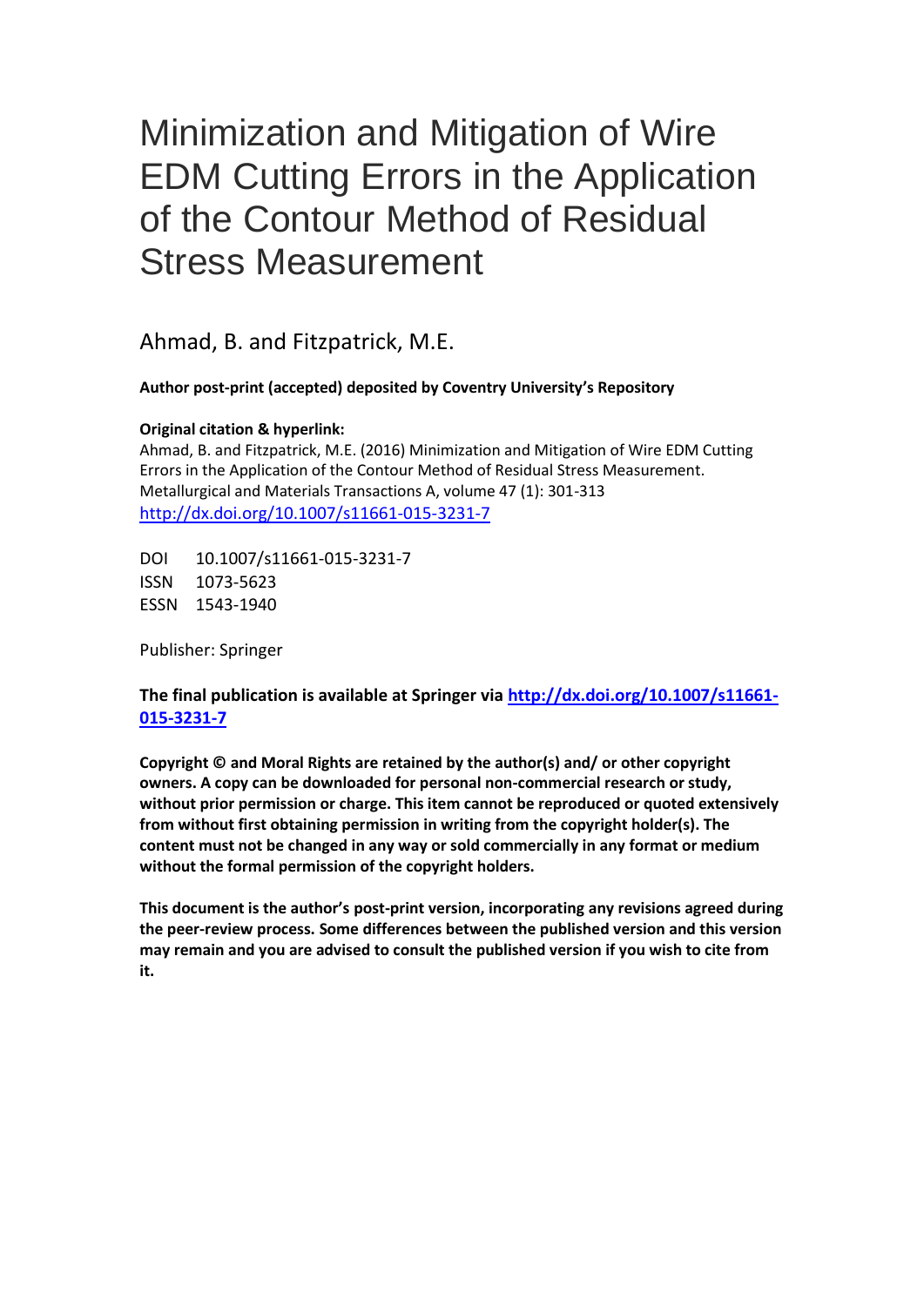# Minimization and Mitigation of Wire EDM Cutting Errors in the Application of the Contour Method of Residual Stress Measurement

Ahmad, B. and Fitzpatrick, M.E.

**Author post-print (accepted) deposited by Coventry University's Repository**

**Original citation & hyperlink:**

Ahmad, B. and Fitzpatrick, M.E. (2016) Minimization and Mitigation of Wire EDM Cutting Errors in the Application of the Contour Method of Residual Stress Measurement. Metallurgical and Materials Transactions A, volume 47 (1): 301-313
http://dx.doi.org/10.1007/s11661-015-3231-7

DOI 10.1007/s11661-015-3231-7
ISSN 1073-5623
ESSN 1543-1940

Publisher: Springer

**The final publication is available at Springer via http://dx.doi.org/10.1007/s11661-015-3231-7**

**Copyright © and Moral Rights are retained by the author(s) and/ or other copyright owners. A copy can be downloaded for personal non-commercial research or study, without prior permission or charge. This item cannot be reproduced or quoted extensively from without first obtaining permission in writing from the copyright holder(s). The content must not be changed in any way or sold commercially in any format or medium without the formal permission of the copyright holders.**

**This document is the author's post-print version, incorporating any revisions agreed during the peer-review process. Some differences between the published version and this version may remain and you are advised to consult the published version if you wish to cite from it.**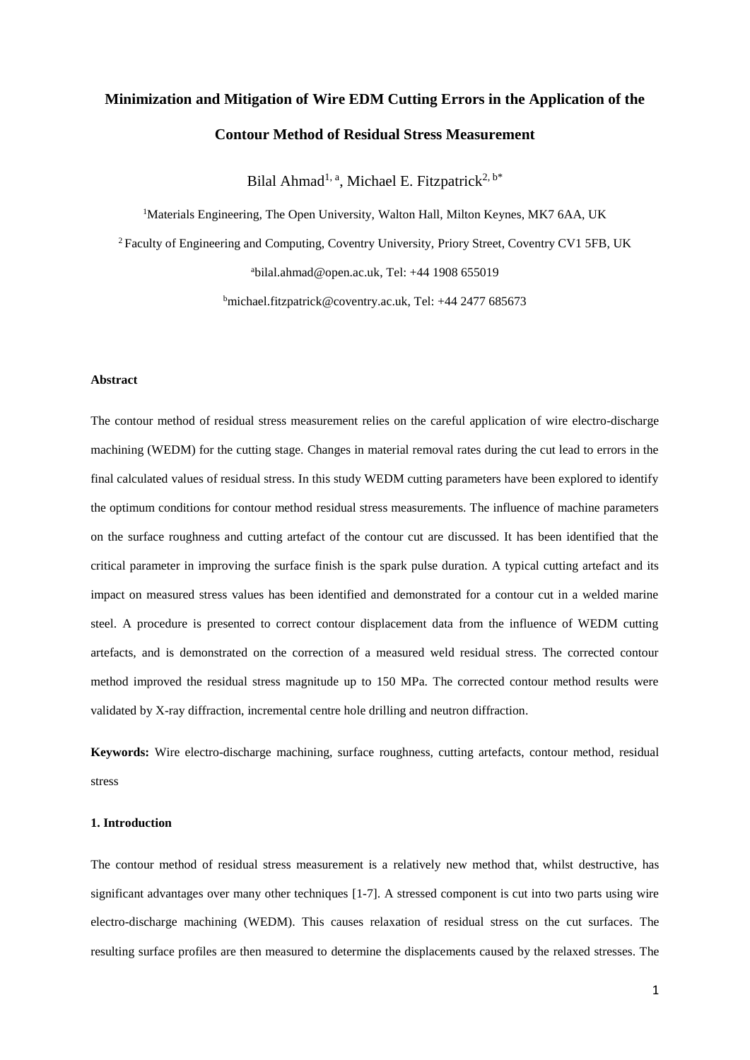# Minimization and Mitigation of Wire EDM Cutting Errors in the Application of the Contour Method of Residual Stress Measurement

Bilal Ahmad[1, a], Michael E. Fitzpatrick[2, b*]

[1]Materials Engineering, The Open University, Walton Hall, Milton Keynes, MK7 6AA, UK

[2] Faculty of Engineering and Computing, Coventry University, Priory Street, Coventry CV1 5FB, UK

[a]bilal.ahmad@open.ac.uk, Tel: +44 1908 655019

[b]michael.fitzpatrick@coventry.ac.uk, Tel: +44 2477 685673

### Abstract

The contour method of residual stress measurement relies on the careful application of wire electro-discharge machining (WEDM) for the cutting stage. Changes in material removal rates during the cut lead to errors in the final calculated values of residual stress. In this study WEDM cutting parameters have been explored to identify the optimum conditions for contour method residual stress measurements. The influence of machine parameters on the surface roughness and cutting artefact of the contour cut are discussed. It has been identified that the critical parameter in improving the surface finish is the spark pulse duration. A typical cutting artefact and its impact on measured stress values has been identified and demonstrated for a contour cut in a welded marine steel. A procedure is presented to correct contour displacement data from the influence of WEDM cutting artefacts, and is demonstrated on the correction of a measured weld residual stress. The corrected contour method improved the residual stress magnitude up to 150 MPa. The corrected contour method results were validated by X-ray diffraction, incremental centre hole drilling and neutron diffraction.

**Keywords:** Wire electro-discharge machining, surface roughness, cutting artefacts, contour method, residual stress

### 1. Introduction

The contour method of residual stress measurement is a relatively new method that, whilst destructive, has significant advantages over many other techniques [1-7]. A stressed component is cut into two parts using wire electro-discharge machining (WEDM). This causes relaxation of residual stress on the cut surfaces. The resulting surface profiles are then measured to determine the displacements caused by the relaxed stresses. The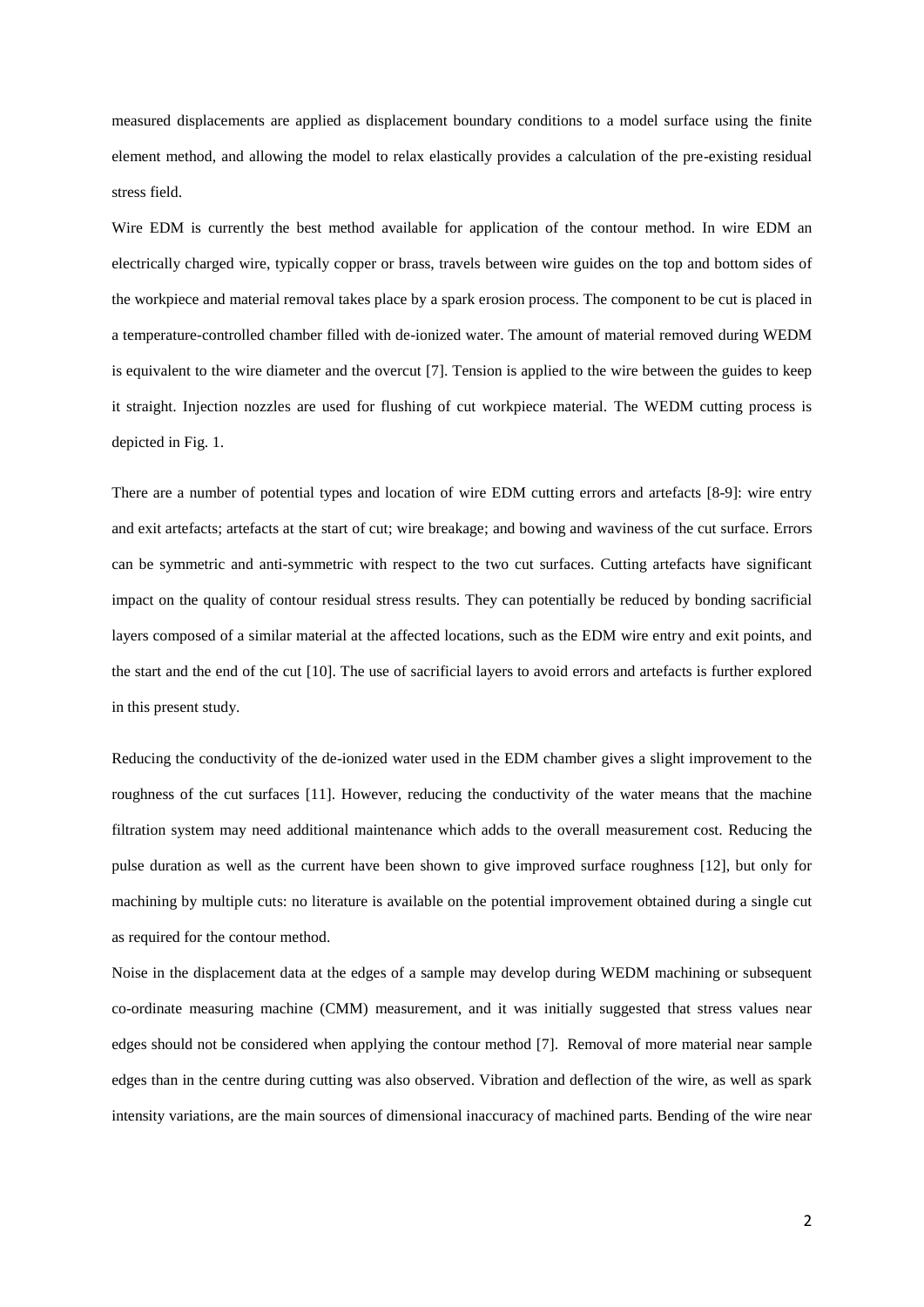measured displacements are applied as displacement boundary conditions to a model surface using the finite element method, and allowing the model to relax elastically provides a calculation of the pre-existing residual stress field.

Wire EDM is currently the best method available for application of the contour method. In wire EDM an electrically charged wire, typically copper or brass, travels between wire guides on the top and bottom sides of the workpiece and material removal takes place by a spark erosion process. The component to be cut is placed in a temperature-controlled chamber filled with de-ionized water. The amount of material removed during WEDM is equivalent to the wire diameter and the overcut [7]. Tension is applied to the wire between the guides to keep it straight. Injection nozzles are used for flushing of cut workpiece material. The WEDM cutting process is depicted in Fig. 1.

There are a number of potential types and location of wire EDM cutting errors and artefacts [8-9]: wire entry and exit artefacts; artefacts at the start of cut; wire breakage; and bowing and waviness of the cut surface. Errors can be symmetric and anti-symmetric with respect to the two cut surfaces. Cutting artefacts have significant impact on the quality of contour residual stress results. They can potentially be reduced by bonding sacrificial layers composed of a similar material at the affected locations, such as the EDM wire entry and exit points, and the start and the end of the cut [10]. The use of sacrificial layers to avoid errors and artefacts is further explored in this present study.

Reducing the conductivity of the de-ionized water used in the EDM chamber gives a slight improvement to the roughness of the cut surfaces [11]. However, reducing the conductivity of the water means that the machine filtration system may need additional maintenance which adds to the overall measurement cost. Reducing the pulse duration as well as the current have been shown to give improved surface roughness [12], but only for machining by multiple cuts: no literature is available on the potential improvement obtained during a single cut as required for the contour method.

Noise in the displacement data at the edges of a sample may develop during WEDM machining or subsequent co-ordinate measuring machine (CMM) measurement, and it was initially suggested that stress values near edges should not be considered when applying the contour method [7]. Removal of more material near sample edges than in the centre during cutting was also observed. Vibration and deflection of the wire, as well as spark intensity variations, are the main sources of dimensional inaccuracy of machined parts. Bending of the wire near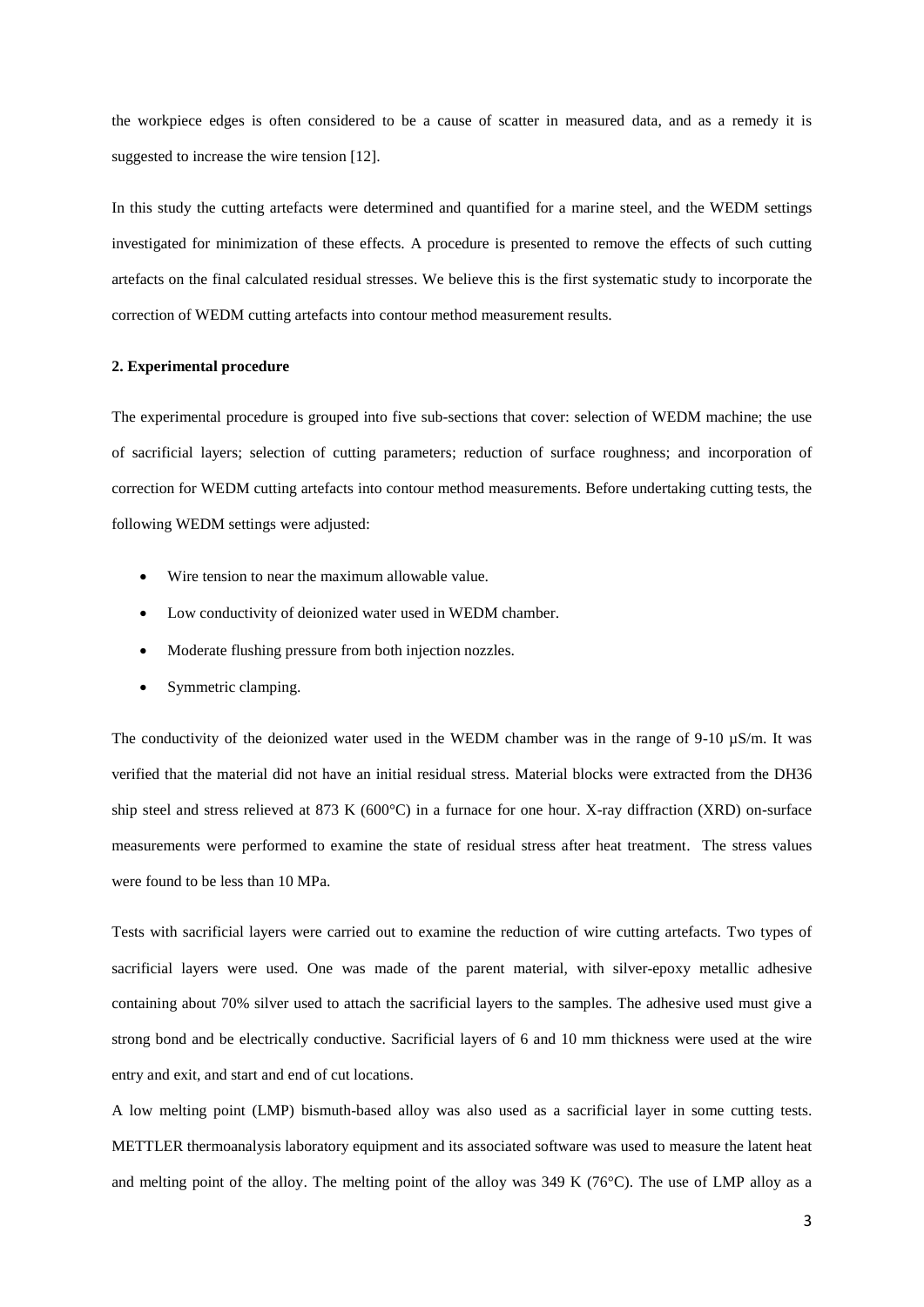the workpiece edges is often considered to be a cause of scatter in measured data, and as a remedy it is suggested to increase the wire tension [12].

In this study the cutting artefacts were determined and quantified for a marine steel, and the WEDM settings investigated for minimization of these effects. A procedure is presented to remove the effects of such cutting artefacts on the final calculated residual stresses. We believe this is the first systematic study to incorporate the correction of WEDM cutting artefacts into contour method measurement results.

## 2. Experimental procedure

The experimental procedure is grouped into five sub-sections that cover: selection of WEDM machine; the use of sacrificial layers; selection of cutting parameters; reduction of surface roughness; and incorporation of correction for WEDM cutting artefacts into contour method measurements. Before undertaking cutting tests, the following WEDM settings were adjusted:

- Wire tension to near the maximum allowable value.
- Low conductivity of deionized water used in WEDM chamber.
- Moderate flushing pressure from both injection nozzles.
- Symmetric clamping.

The conductivity of the deionized water used in the WEDM chamber was in the range of 9-10 µS/m. It was verified that the material did not have an initial residual stress. Material blocks were extracted from the DH36 ship steel and stress relieved at 873 K (600°C) in a furnace for one hour. X-ray diffraction (XRD) on-surface measurements were performed to examine the state of residual stress after heat treatment. The stress values were found to be less than 10 MPa.

Tests with sacrificial layers were carried out to examine the reduction of wire cutting artefacts. Two types of sacrificial layers were used. One was made of the parent material, with silver-epoxy metallic adhesive containing about 70% silver used to attach the sacrificial layers to the samples. The adhesive used must give a strong bond and be electrically conductive. Sacrificial layers of 6 and 10 mm thickness were used at the wire entry and exit, and start and end of cut locations.

A low melting point (LMP) bismuth-based alloy was also used as a sacrificial layer in some cutting tests. METTLER thermoanalysis laboratory equipment and its associated software was used to measure the latent heat and melting point of the alloy. The melting point of the alloy was 349 K (76°C). The use of LMP alloy as a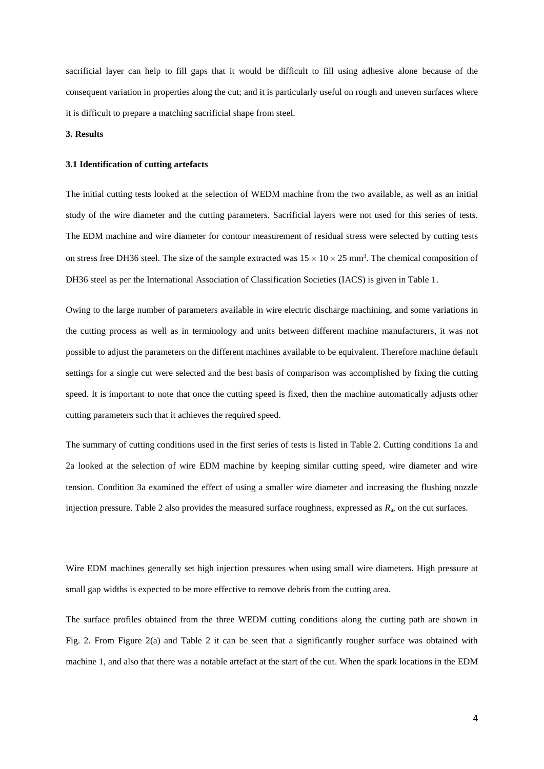sacrificial layer can help to fill gaps that it would be difficult to fill using adhesive alone because of the consequent variation in properties along the cut; and it is particularly useful on rough and uneven surfaces where it is difficult to prepare a matching sacrificial shape from steel.

## 3. Results

### 3.1 Identification of cutting artefacts

The initial cutting tests looked at the selection of WEDM machine from the two available, as well as an initial study of the wire diameter and the cutting parameters. Sacrificial layers were not used for this series of tests. The EDM machine and wire diameter for contour measurement of residual stress were selected by cutting tests on stress free DH36 steel. The size of the sample extracted was $15 \times 10 \times 25$ mm$^3$. The chemical composition of DH36 steel as per the International Association of Classification Societies (IACS) is given in Table 1.

Owing to the large number of parameters available in wire electric discharge machining, and some variations in the cutting process as well as in terminology and units between different machine manufacturers, it was not possible to adjust the parameters on the different machines available to be equivalent. Therefore machine default settings for a single cut were selected and the best basis of comparison was accomplished by fixing the cutting speed. It is important to note that once the cutting speed is fixed, then the machine automatically adjusts other cutting parameters such that it achieves the required speed.

The summary of cutting conditions used in the first series of tests is listed in Table 2. Cutting conditions 1a and 2a looked at the selection of wire EDM machine by keeping similar cutting speed, wire diameter and wire tension. Condition 3a examined the effect of using a smaller wire diameter and increasing the flushing nozzle injection pressure. Table 2 also provides the measured surface roughness, expressed as $R_a$, on the cut surfaces.

Wire EDM machines generally set high injection pressures when using small wire diameters. High pressure at small gap widths is expected to be more effective to remove debris from the cutting area.

The surface profiles obtained from the three WEDM cutting conditions along the cutting path are shown in Fig. 2. From Figure 2(a) and Table 2 it can be seen that a significantly rougher surface was obtained with machine 1, and also that there was a notable artefact at the start of the cut. When the spark locations in the EDM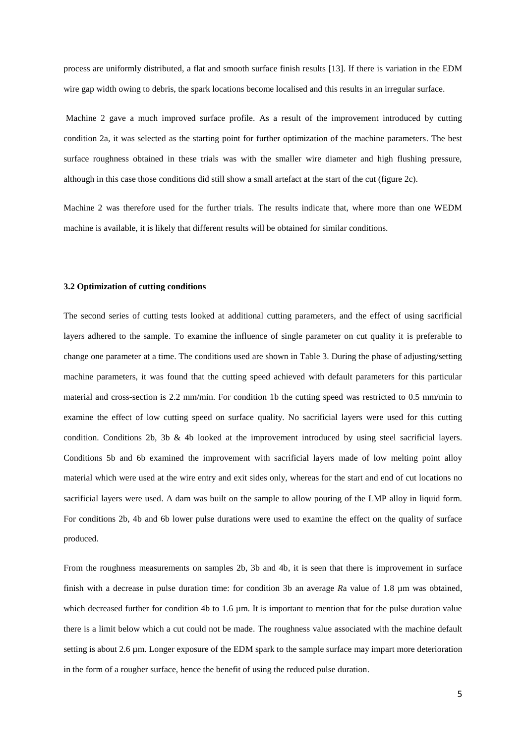process are uniformly distributed, a flat and smooth surface finish results [13]. If there is variation in the EDM wire gap width owing to debris, the spark locations become localised and this results in an irregular surface.

Machine 2 gave a much improved surface profile. As a result of the improvement introduced by cutting condition 2a, it was selected as the starting point for further optimization of the machine parameters. The best surface roughness obtained in these trials was with the smaller wire diameter and high flushing pressure, although in this case those conditions did still show a small artefact at the start of the cut (figure 2c).

Machine 2 was therefore used for the further trials. The results indicate that, where more than one WEDM machine is available, it is likely that different results will be obtained for similar conditions.

### 3.2 Optimization of cutting conditions

The second series of cutting tests looked at additional cutting parameters, and the effect of using sacrificial layers adhered to the sample. To examine the influence of single parameter on cut quality it is preferable to change one parameter at a time. The conditions used are shown in Table 3. During the phase of adjusting/setting machine parameters, it was found that the cutting speed achieved with default parameters for this particular material and cross-section is 2.2 mm/min. For condition 1b the cutting speed was restricted to 0.5 mm/min to examine the effect of low cutting speed on surface quality. No sacrificial layers were used for this cutting condition. Conditions 2b, 3b & 4b looked at the improvement introduced by using steel sacrificial layers. Conditions 5b and 6b examined the improvement with sacrificial layers made of low melting point alloy material which were used at the wire entry and exit sides only, whereas for the start and end of cut locations no sacrificial layers were used. A dam was built on the sample to allow pouring of the LMP alloy in liquid form. For conditions 2b, 4b and 6b lower pulse durations were used to examine the effect on the quality of surface produced.

From the roughness measurements on samples 2b, 3b and 4b, it is seen that there is improvement in surface finish with a decrease in pulse duration time: for condition 3b an average *R*a value of 1.8 µm was obtained, which decreased further for condition 4b to 1.6 µm. It is important to mention that for the pulse duration value there is a limit below which a cut could not be made. The roughness value associated with the machine default setting is about 2.6 µm. Longer exposure of the EDM spark to the sample surface may impart more deterioration in the form of a rougher surface, hence the benefit of using the reduced pulse duration.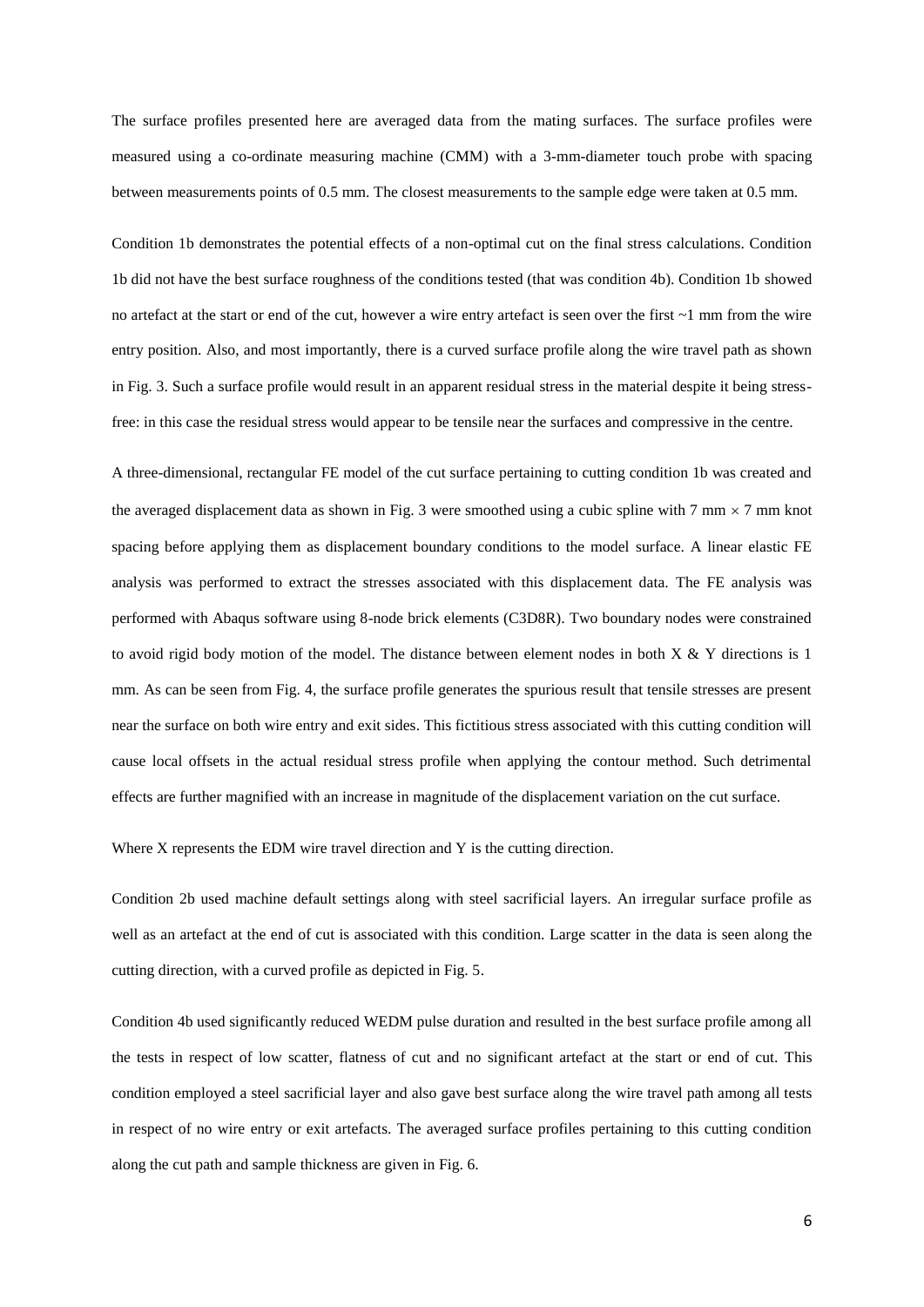The surface profiles presented here are averaged data from the mating surfaces. The surface profiles were measured using a co-ordinate measuring machine (CMM) with a 3-mm-diameter touch probe with spacing between measurements points of 0.5 mm. The closest measurements to the sample edge were taken at 0.5 mm.

Condition 1b demonstrates the potential effects of a non-optimal cut on the final stress calculations. Condition 1b did not have the best surface roughness of the conditions tested (that was condition 4b). Condition 1b showed no artefact at the start or end of the cut, however a wire entry artefact is seen over the first ~1 mm from the wire entry position. Also, and most importantly, there is a curved surface profile along the wire travel path as shown in Fig. 3. Such a surface profile would result in an apparent residual stress in the material despite it being stress-free: in this case the residual stress would appear to be tensile near the surfaces and compressive in the centre.

A three-dimensional, rectangular FE model of the cut surface pertaining to cutting condition 1b was created and the averaged displacement data as shown in Fig. 3 were smoothed using a cubic spline with 7 mm $\times$ 7 mm knot spacing before applying them as displacement boundary conditions to the model surface. A linear elastic FE analysis was performed to extract the stresses associated with this displacement data. The FE analysis was performed with Abaqus software using 8-node brick elements (C3D8R). Two boundary nodes were constrained to avoid rigid body motion of the model. The distance between element nodes in both X & Y directions is 1 mm. As can be seen from Fig. 4, the surface profile generates the spurious result that tensile stresses are present near the surface on both wire entry and exit sides. This fictitious stress associated with this cutting condition will cause local offsets in the actual residual stress profile when applying the contour method. Such detrimental effects are further magnified with an increase in magnitude of the displacement variation on the cut surface.

Where X represents the EDM wire travel direction and Y is the cutting direction.

Condition 2b used machine default settings along with steel sacrificial layers. An irregular surface profile as well as an artefact at the end of cut is associated with this condition. Large scatter in the data is seen along the cutting direction, with a curved profile as depicted in Fig. 5.

Condition 4b used significantly reduced WEDM pulse duration and resulted in the best surface profile among all the tests in respect of low scatter, flatness of cut and no significant artefact at the start or end of cut. This condition employed a steel sacrificial layer and also gave best surface along the wire travel path among all tests in respect of no wire entry or exit artefacts. The averaged surface profiles pertaining to this cutting condition along the cut path and sample thickness are given in Fig. 6.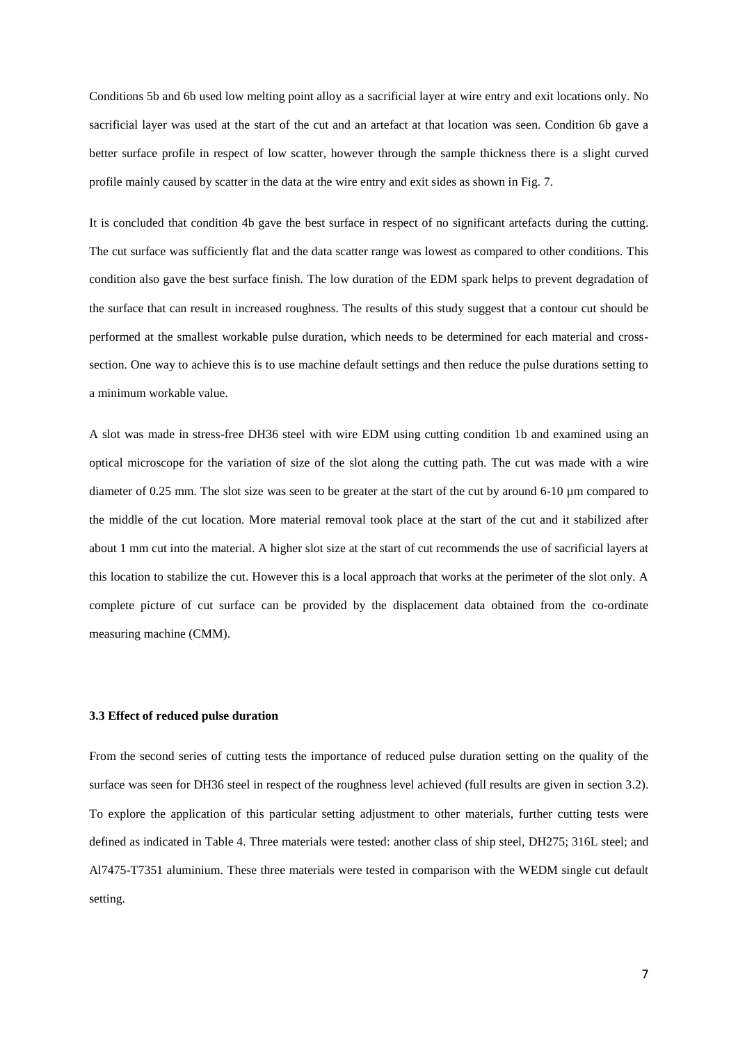Conditions 5b and 6b used low melting point alloy as a sacrificial layer at wire entry and exit locations only. No sacrificial layer was used at the start of the cut and an artefact at that location was seen. Condition 6b gave a better surface profile in respect of low scatter, however through the sample thickness there is a slight curved profile mainly caused by scatter in the data at the wire entry and exit sides as shown in Fig. 7.

It is concluded that condition 4b gave the best surface in respect of no significant artefacts during the cutting. The cut surface was sufficiently flat and the data scatter range was lowest as compared to other conditions. This condition also gave the best surface finish. The low duration of the EDM spark helps to prevent degradation of the surface that can result in increased roughness. The results of this study suggest that a contour cut should be performed at the smallest workable pulse duration, which needs to be determined for each material and cross-section. One way to achieve this is to use machine default settings and then reduce the pulse durations setting to a minimum workable value.

A slot was made in stress-free DH36 steel with wire EDM using cutting condition 1b and examined using an optical microscope for the variation of size of the slot along the cutting path. The cut was made with a wire diameter of 0.25 mm. The slot size was seen to be greater at the start of the cut by around 6-10 µm compared to the middle of the cut location. More material removal took place at the start of the cut and it stabilized after about 1 mm cut into the material. A higher slot size at the start of cut recommends the use of sacrificial layers at this location to stabilize the cut. However this is a local approach that works at the perimeter of the slot only. A complete picture of cut surface can be provided by the displacement data obtained from the co-ordinate measuring machine (CMM).

### 3.3 Effect of reduced pulse duration

From the second series of cutting tests the importance of reduced pulse duration setting on the quality of the surface was seen for DH36 steel in respect of the roughness level achieved (full results are given in section 3.2). To explore the application of this particular setting adjustment to other materials, further cutting tests were defined as indicated in Table 4. Three materials were tested: another class of ship steel, DH275; 316L steel; and Al7475-T7351 aluminium. These three materials were tested in comparison with the WEDM single cut default setting.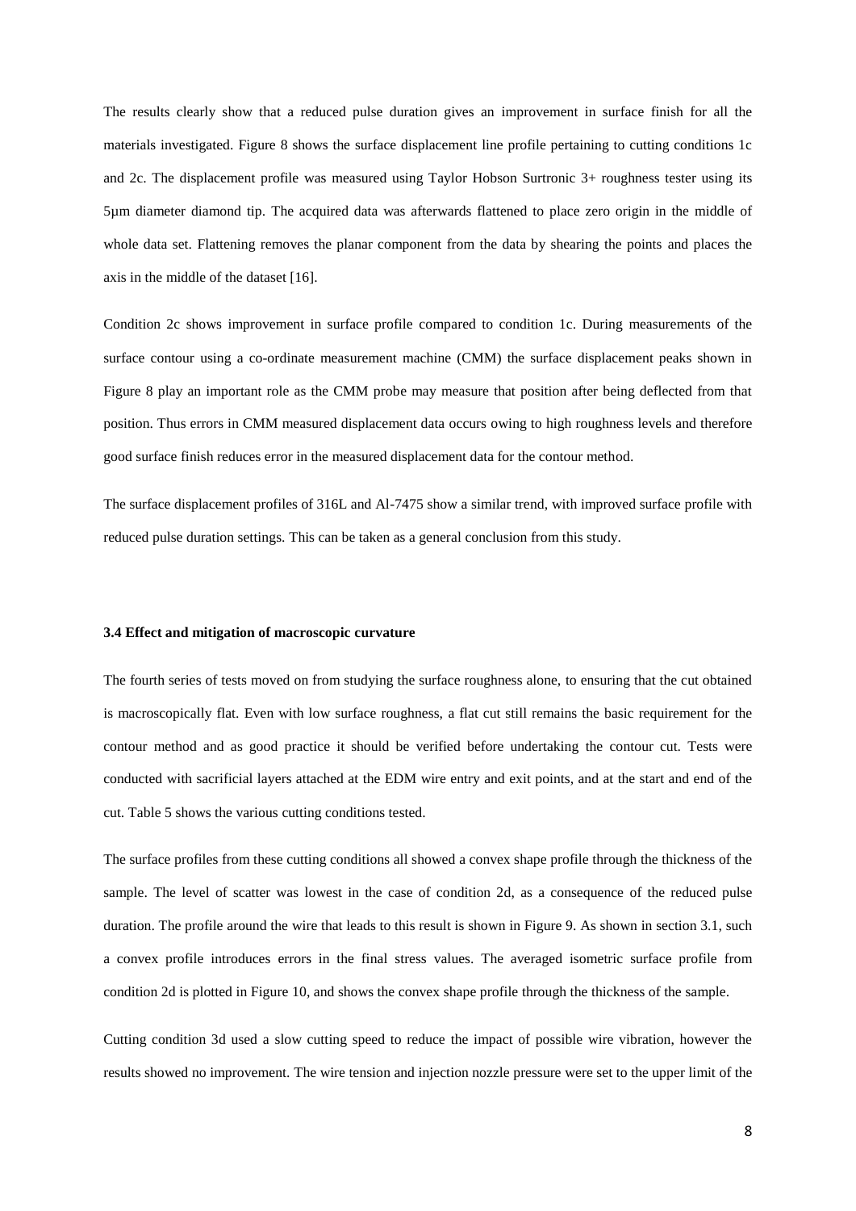The results clearly show that a reduced pulse duration gives an improvement in surface finish for all the materials investigated. Figure 8 shows the surface displacement line profile pertaining to cutting conditions 1c and 2c. The displacement profile was measured using Taylor Hobson Surtronic 3+ roughness tester using its 5μm diameter diamond tip. The acquired data was afterwards flattened to place zero origin in the middle of whole data set. Flattening removes the planar component from the data by shearing the points and places the axis in the middle of the dataset [16].

Condition 2c shows improvement in surface profile compared to condition 1c. During measurements of the surface contour using a co-ordinate measurement machine (CMM) the surface displacement peaks shown in Figure 8 play an important role as the CMM probe may measure that position after being deflected from that position. Thus errors in CMM measured displacement data occurs owing to high roughness levels and therefore good surface finish reduces error in the measured displacement data for the contour method.

The surface displacement profiles of 316L and Al-7475 show a similar trend, with improved surface profile with reduced pulse duration settings. This can be taken as a general conclusion from this study.

### 3.4 Effect and mitigation of macroscopic curvature

The fourth series of tests moved on from studying the surface roughness alone, to ensuring that the cut obtained is macroscopically flat. Even with low surface roughness, a flat cut still remains the basic requirement for the contour method and as good practice it should be verified before undertaking the contour cut. Tests were conducted with sacrificial layers attached at the EDM wire entry and exit points, and at the start and end of the cut. Table 5 shows the various cutting conditions tested.

The surface profiles from these cutting conditions all showed a convex shape profile through the thickness of the sample. The level of scatter was lowest in the case of condition 2d, as a consequence of the reduced pulse duration. The profile around the wire that leads to this result is shown in Figure 9. As shown in section 3.1, such a convex profile introduces errors in the final stress values. The averaged isometric surface profile from condition 2d is plotted in Figure 10, and shows the convex shape profile through the thickness of the sample.

Cutting condition 3d used a slow cutting speed to reduce the impact of possible wire vibration, however the results showed no improvement. The wire tension and injection nozzle pressure were set to the upper limit of the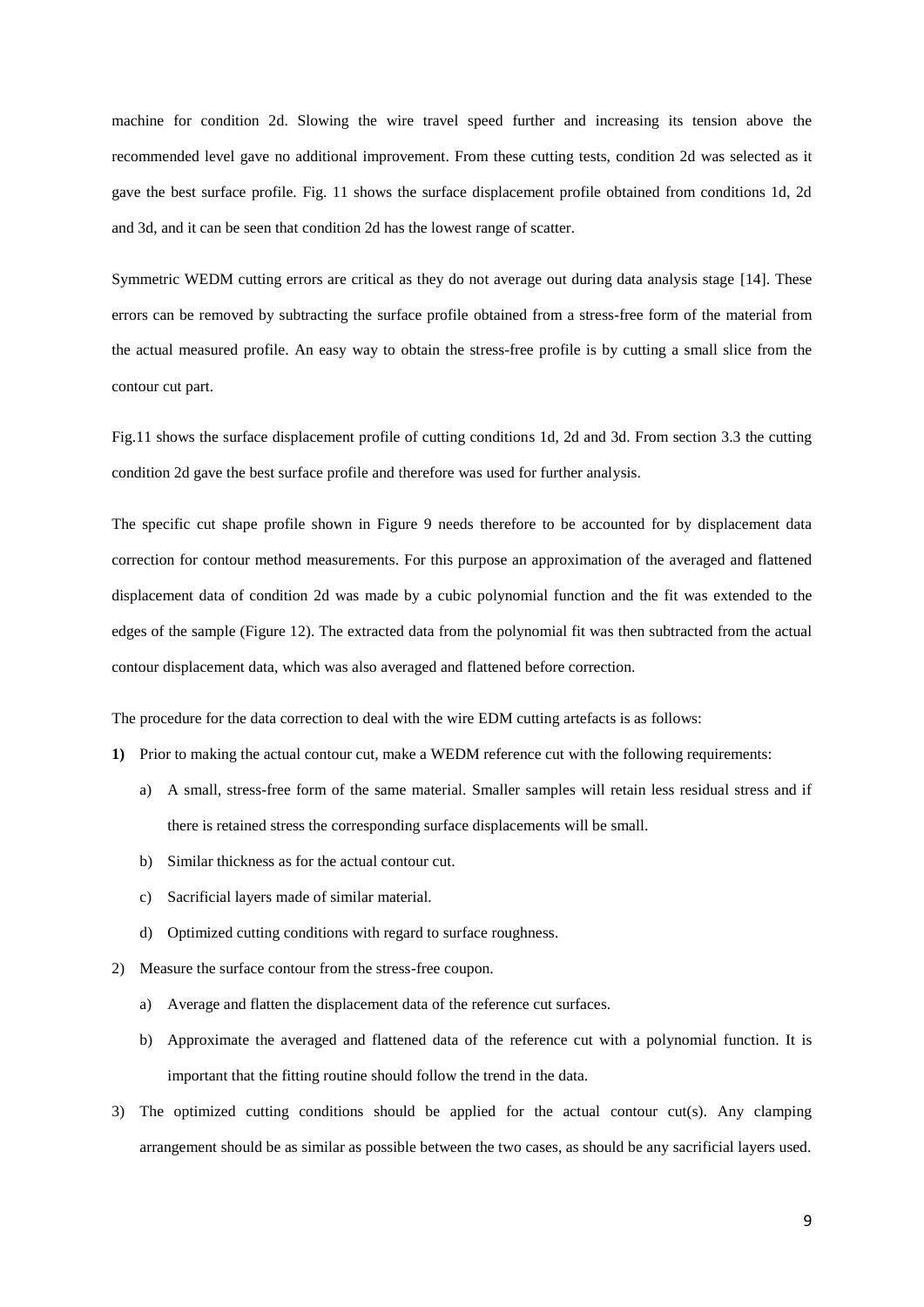machine for condition 2d. Slowing the wire travel speed further and increasing its tension above the recommended level gave no additional improvement. From these cutting tests, condition 2d was selected as it gave the best surface profile. Fig. 11 shows the surface displacement profile obtained from conditions 1d, 2d and 3d, and it can be seen that condition 2d has the lowest range of scatter.

Symmetric WEDM cutting errors are critical as they do not average out during data analysis stage [14]. These errors can be removed by subtracting the surface profile obtained from a stress-free form of the material from the actual measured profile. An easy way to obtain the stress-free profile is by cutting a small slice from the contour cut part.

Fig.11 shows the surface displacement profile of cutting conditions 1d, 2d and 3d. From section 3.3 the cutting condition 2d gave the best surface profile and therefore was used for further analysis.

The specific cut shape profile shown in Figure 9 needs therefore to be accounted for by displacement data correction for contour method measurements. For this purpose an approximation of the averaged and flattened displacement data of condition 2d was made by a cubic polynomial function and the fit was extended to the edges of the sample (Figure 12). The extracted data from the polynomial fit was then subtracted from the actual contour displacement data, which was also averaged and flattened before correction.

The procedure for the data correction to deal with the wire EDM cutting artefacts is as follows:

**1)** Prior to making the actual contour cut, make a WEDM reference cut with the following requirements:
   a) A small, stress-free form of the same material. Smaller samples will retain less residual stress and if there is retained stress the corresponding surface displacements will be small.
   b) Similar thickness as for the actual contour cut.
   c) Sacrificial layers made of similar material.
   d) Optimized cutting conditions with regard to surface roughness.

2) Measure the surface contour from the stress-free coupon.
   a) Average and flatten the displacement data of the reference cut surfaces.
   b) Approximate the averaged and flattened data of the reference cut with a polynomial function. It is important that the fitting routine should follow the trend in the data.

3) The optimized cutting conditions should be applied for the actual contour cut(s). Any clamping arrangement should be as similar as possible between the two cases, as should be any sacrificial layers used.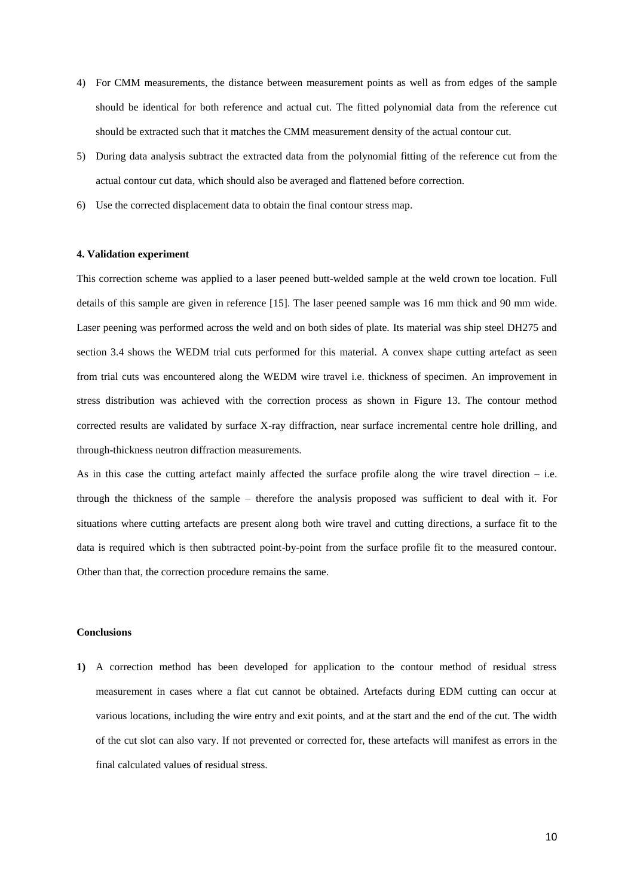4) For CMM measurements, the distance between measurement points as well as from edges of the sample should be identical for both reference and actual cut. The fitted polynomial data from the reference cut should be extracted such that it matches the CMM measurement density of the actual contour cut.
5) During data analysis subtract the extracted data from the polynomial fitting of the reference cut from the actual contour cut data, which should also be averaged and flattened before correction.
6) Use the corrected displacement data to obtain the final contour stress map.

#### 4. Validation experiment

This correction scheme was applied to a laser peened butt-welded sample at the weld crown toe location. Full details of this sample are given in reference [15]. The laser peened sample was 16 mm thick and 90 mm wide. Laser peening was performed across the weld and on both sides of plate. Its material was ship steel DH275 and section 3.4 shows the WEDM trial cuts performed for this material. A convex shape cutting artefact as seen from trial cuts was encountered along the WEDM wire travel i.e. thickness of specimen. An improvement in stress distribution was achieved with the correction process as shown in Figure 13. The contour method corrected results are validated by surface X-ray diffraction, near surface incremental centre hole drilling, and through-thickness neutron diffraction measurements.

As in this case the cutting artefact mainly affected the surface profile along the wire travel direction – i.e. through the thickness of the sample – therefore the analysis proposed was sufficient to deal with it. For situations where cutting artefacts are present along both wire travel and cutting directions, a surface fit to the data is required which is then subtracted point-by-point from the surface profile fit to the measured contour. Other than that, the correction procedure remains the same.

#### Conclusions

**1)** A correction method has been developed for application to the contour method of residual stress measurement in cases where a flat cut cannot be obtained. Artefacts during EDM cutting can occur at various locations, including the wire entry and exit points, and at the start and the end of the cut. The width of the cut slot can also vary. If not prevented or corrected for, these artefacts will manifest as errors in the final calculated values of residual stress.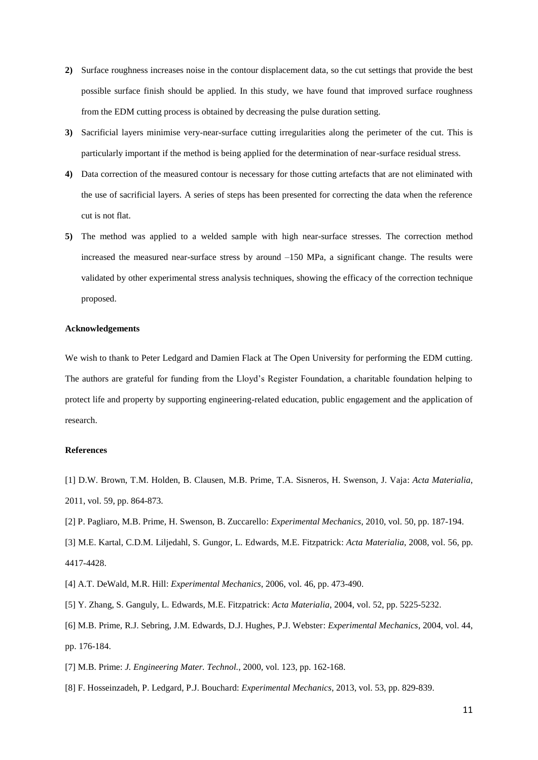**2)** Surface roughness increases noise in the contour displacement data, so the cut settings that provide the best possible surface finish should be applied. In this study, we have found that improved surface roughness from the EDM cutting process is obtained by decreasing the pulse duration setting.

**3)** Sacrificial layers minimise very-near-surface cutting irregularities along the perimeter of the cut. This is particularly important if the method is being applied for the determination of near-surface residual stress.

**4)** Data correction of the measured contour is necessary for those cutting artefacts that are not eliminated with the use of sacrificial layers. A series of steps has been presented for correcting the data when the reference cut is not flat.

**5)** The method was applied to a welded sample with high near-surface stresses. The correction method increased the measured near-surface stress by around –150 MPa, a significant change. The results were validated by other experimental stress analysis techniques, showing the efficacy of the correction technique proposed.

**Acknowledgements**

We wish to thank to Peter Ledgard and Damien Flack at The Open University for performing the EDM cutting. The authors are grateful for funding from the Lloyd's Register Foundation, a charitable foundation helping to protect life and property by supporting engineering-related education, public engagement and the application of research.

**References**

[1] D.W. Brown, T.M. Holden, B. Clausen, M.B. Prime, T.A. Sisneros, H. Swenson, J. Vaja: *Acta Materialia*, 2011, vol. 59, pp. 864-873.

[2] P. Pagliaro, M.B. Prime, H. Swenson, B. Zuccarello: *Experimental Mechanics*, 2010, vol. 50, pp. 187-194.

[3] M.E. Kartal, C.D.M. Liljedahl, S. Gungor, L. Edwards, M.E. Fitzpatrick: *Acta Materialia*, 2008, vol. 56, pp. 4417-4428.

[4] A.T. DeWald, M.R. Hill: *Experimental Mechanics*, 2006, vol. 46, pp. 473-490.

[5] Y. Zhang, S. Ganguly, L. Edwards, M.E. Fitzpatrick: *Acta Materialia*, 2004, vol. 52, pp. 5225-5232.

[6] M.B. Prime, R.J. Sebring, J.M. Edwards, D.J. Hughes, P.J. Webster: *Experimental Mechanics*, 2004, vol. 44, pp. 176-184.

[7] M.B. Prime: *J. Engineering Mater. Technol.*, 2000, vol. 123, pp. 162-168.

[8] F. Hosseinzadeh, P. Ledgard, P.J. Bouchard: *Experimental Mechanics*, 2013, vol. 53, pp. 829-839.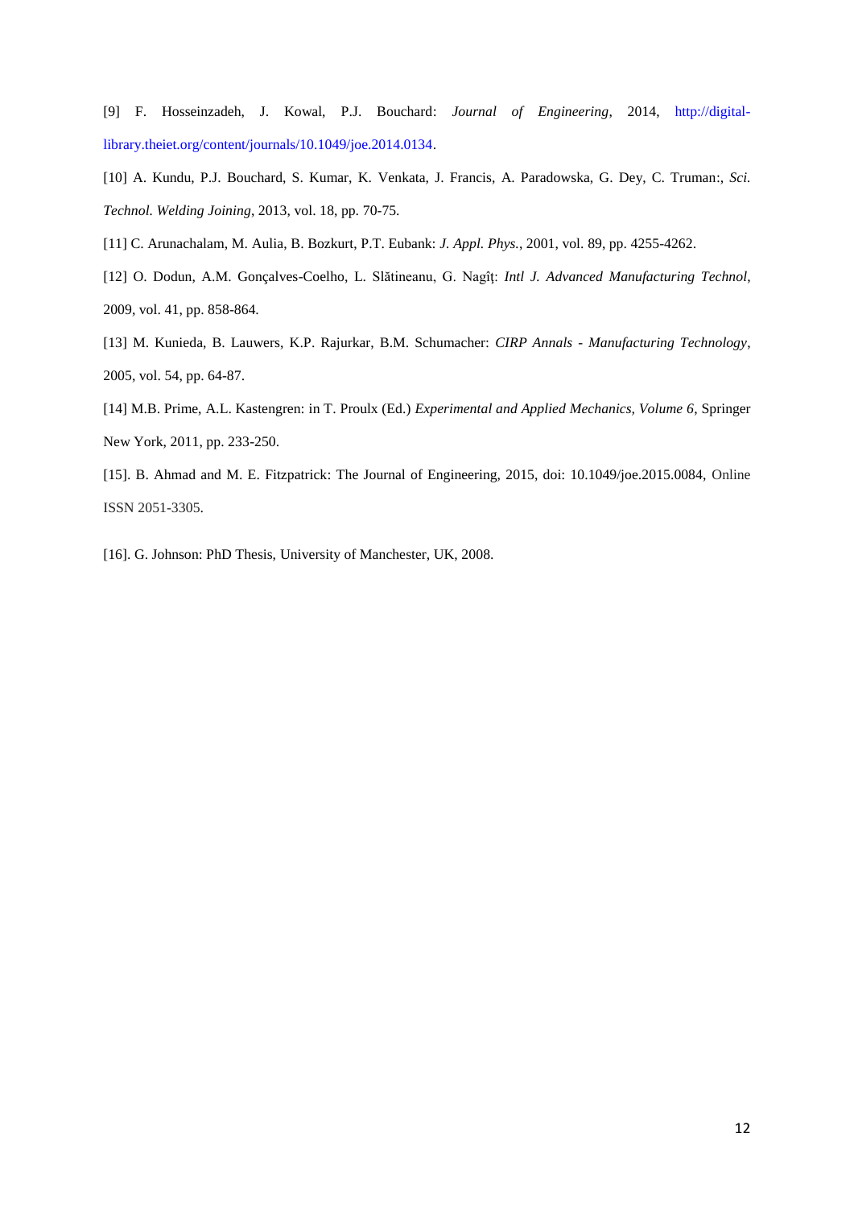[9] F. Hosseinzadeh, J. Kowal, P.J. Bouchard: *Journal of Engineering*, 2014, http://digital-library.theiet.org/content/journals/10.1049/joe.2014.0134.

[10] A. Kundu, P.J. Bouchard, S. Kumar, K. Venkata, J. Francis, A. Paradowska, G. Dey, C. Truman:, *Sci. Technol. Welding Joining*, 2013, vol. 18, pp. 70-75.

[11] C. Arunachalam, M. Aulia, B. Bozkurt, P.T. Eubank: *J. Appl. Phys.*, 2001, vol. 89, pp. 4255-4262.

[12] O. Dodun, A.M. Gonçalves-Coelho, L. Slătineanu, G. Nagîț: *Intl J. Advanced Manufacturing Technol*, 2009, vol. 41, pp. 858-864.

[13] M. Kunieda, B. Lauwers, K.P. Rajurkar, B.M. Schumacher: *CIRP Annals - Manufacturing Technology*, 2005, vol. 54, pp. 64-87.

[14] M.B. Prime, A.L. Kastengren: in T. Proulx (Ed.) *Experimental and Applied Mechanics, Volume 6*, Springer New York, 2011, pp. 233-250.

[15]. B. Ahmad and M. E. Fitzpatrick: The Journal of Engineering, 2015, doi: 10.1049/joe.2015.0084, Online ISSN 2051-3305.

[16]. G. Johnson: PhD Thesis, University of Manchester, UK, 2008.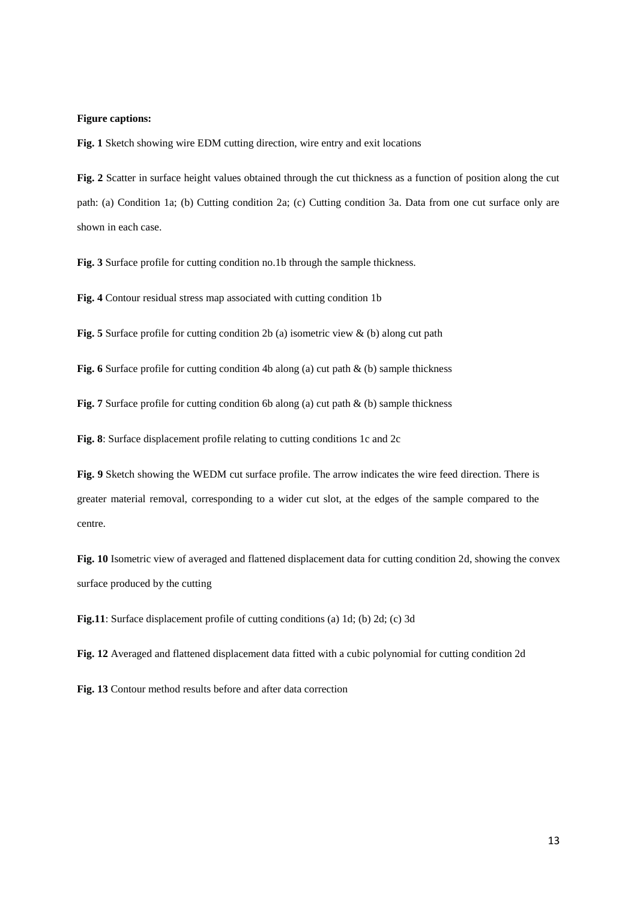**Figure captions:**

**Fig. 1** Sketch showing wire EDM cutting direction, wire entry and exit locations

**Fig. 2** Scatter in surface height values obtained through the cut thickness as a function of position along the cut path: (a) Condition 1a; (b) Cutting condition 2a; (c) Cutting condition 3a. Data from one cut surface only are shown in each case.

**Fig. 3** Surface profile for cutting condition no.1b through the sample thickness.

**Fig. 4** Contour residual stress map associated with cutting condition 1b

**Fig. 5** Surface profile for cutting condition 2b (a) isometric view & (b) along cut path

**Fig. 6** Surface profile for cutting condition 4b along (a) cut path & (b) sample thickness

**Fig. 7** Surface profile for cutting condition 6b along (a) cut path & (b) sample thickness

**Fig. 8**: Surface displacement profile relating to cutting conditions 1c and 2c

**Fig. 9** Sketch showing the WEDM cut surface profile. The arrow indicates the wire feed direction. There is greater material removal, corresponding to a wider cut slot, at the edges of the sample compared to the centre.

**Fig. 10** Isometric view of averaged and flattened displacement data for cutting condition 2d, showing the convex surface produced by the cutting

**Fig.11**: Surface displacement profile of cutting conditions (a) 1d; (b) 2d; (c) 3d

**Fig. 12** Averaged and flattened displacement data fitted with a cubic polynomial for cutting condition 2d

**Fig. 13** Contour method results before and after data correction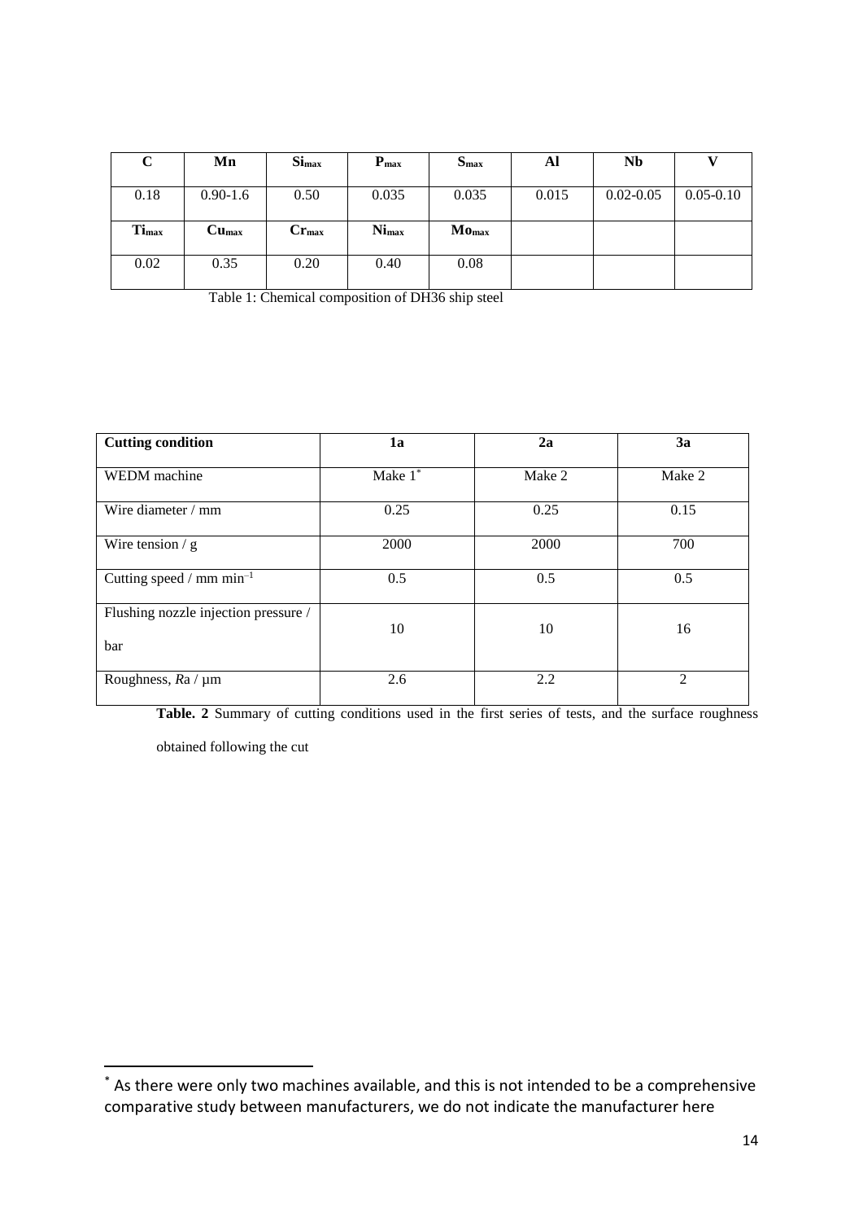| C | Mn | $Si_{max}$ | $P_{max}$ | $S_{max}$ | Al | Nb | V |
|---|---|---|---|---|---|---|---|
| 0.18 | 0.90-1.6 | 0.50 | 0.035 | 0.035 | 0.015 | 0.02-0.05 | 0.05-0.10 |
| $Ti_{max}$ | $Cu_{max}$ | $Cr_{max}$ | $Ni_{max}$ | $Mo_{max}$ | | | |
| 0.02 | 0.35 | 0.20 | 0.40 | 0.08 | | | |

Table 1: Chemical composition of DH36 ship steel

| Cutting condition | 1a | 2a | 3a |
|---|---|---|---|
| WEDM machine | Make 1[*] | Make 2 | Make 2 |
| Wire diameter / mm | 0.25 | 0.25 | 0.15 |
| Wire tension / g | 2000 | 2000 | 700 |
| Cutting speed / mm $min^{-1}$ | 0.5 | 0.5 | 0.5 |
| Flushing nozzle injection pressure / bar | 10 | 10 | 16 |
| Roughness, *R*a / μm | 2.6 | 2.2 | 2 |

**Table. 2** Summary of cutting conditions used in the first series of tests, and the surface roughness obtained following the cut

[*] As there were only two machines available, and this is not intended to be a comprehensive comparative study between manufacturers, we do not indicate the manufacturer here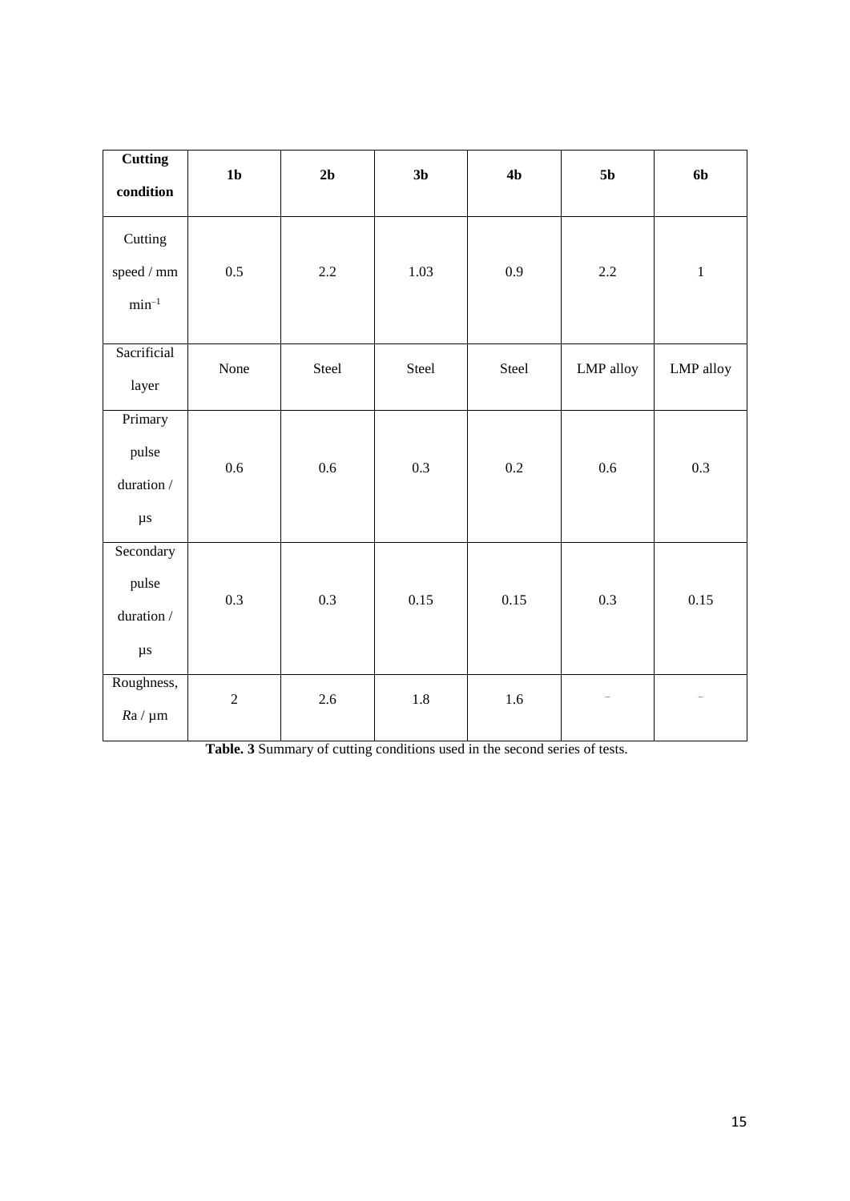| **Cutting condition** | **1b** | **2b** | **3b** | **4b** | **5b** | **6b** |
|---|---|---|---|---|---|---|
| Cutting speed / mm $min^{-1}$ | 0.5 | 2.2 | 1.03 | 0.9 | 2.2 | 1 |
| Sacrificial layer | None | Steel | Steel | Steel | LMP alloy | LMP alloy |
| Primary pulse duration / µs | 0.6 | 0.6 | 0.3 | 0.2 | 0.6 | 0.3 |
| Secondary pulse duration / µs | 0.3 | 0.3 | 0.15 | 0.15 | 0.3 | 0.15 |
| Roughness, *R*a / µm | 2 | 2.6 | 1.8 | 1.6 | – | – |

**Table. 3** Summary of cutting conditions used in the second series of tests.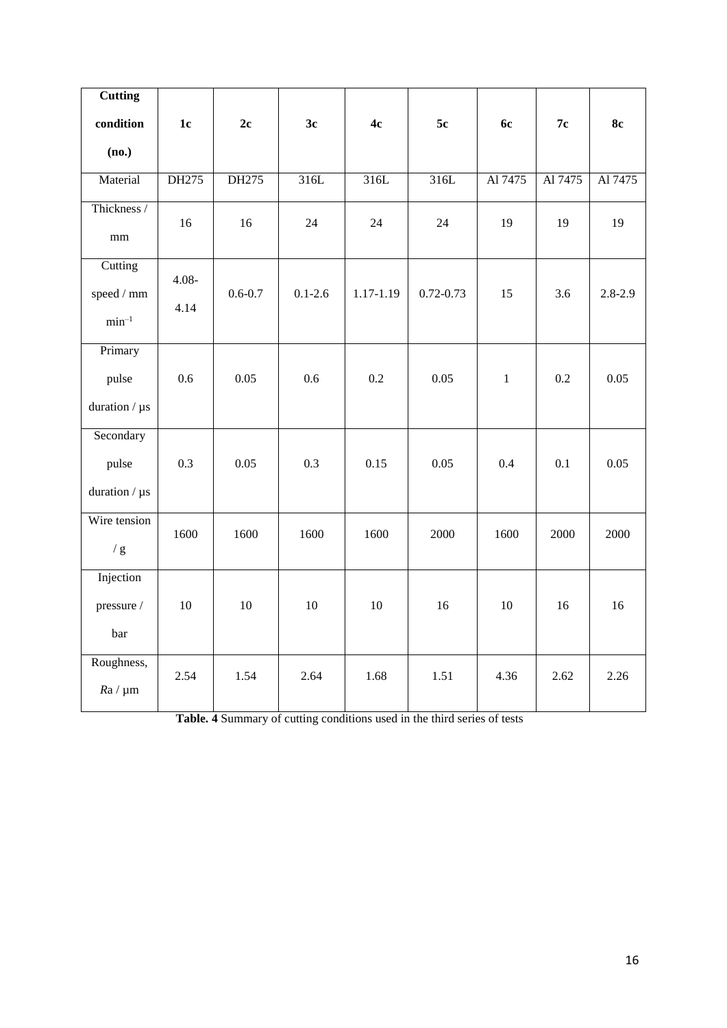| **Cutting condition (no.)** | **1c** | **2c** | **3c** | **4c** | **5c** | **6c** | **7c** | **8c** |
|---|---|---|---|---|---|---|---|---|
| Material | DH275 | DH275 | 316L | 316L | 316L | Al 7475 | Al 7475 | Al 7475 |
| Thickness / mm | 16 | 16 | 24 | 24 | 24 | 19 | 19 | 19 |
| Cutting speed / mm $min^{-1}$ | 4.08-4.14 | 0.6-0.7 | 0.1-2.6 | 1.17-1.19 | 0.72-0.73 | 15 | 3.6 | 2.8-2.9 |
| Primary pulse duration / μs | 0.6 | 0.05 | 0.6 | 0.2 | 0.05 | 1 | 0.2 | 0.05 |
| Secondary pulse duration / μs | 0.3 | 0.05 | 0.3 | 0.15 | 0.05 | 0.4 | 0.1 | 0.05 |
| Wire tension / g | 1600 | 1600 | 1600 | 1600 | 2000 | 1600 | 2000 | 2000 |
| Injection pressure / bar | 10 | 10 | 10 | 10 | 16 | 10 | 16 | 16 |
| Roughness, *R*a / μm | 2.54 | 1.54 | 2.64 | 1.68 | 1.51 | 4.36 | 2.62 | 2.26 |

**Table. 4** Summary of cutting conditions used in the third series of tests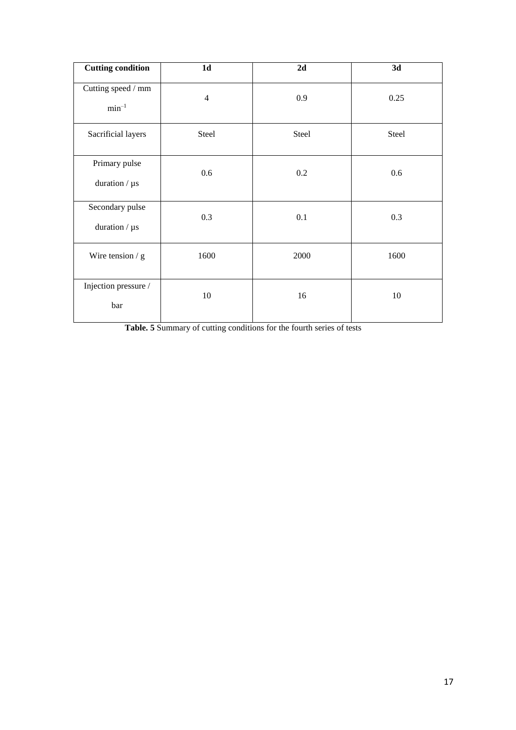| **Cutting condition** | **1d** | **2d** | **3d** |
|---|---|---|---|
| Cutting speed / mm $min^{-1}$ | 4 | 0.9 | 0.25 |
| Sacrificial layers | Steel | Steel | Steel |
| Primary pulse duration / μs | 0.6 | 0.2 | 0.6 |
| Secondary pulse duration / μs | 0.3 | 0.1 | 0.3 |
| Wire tension / g | 1600 | 2000 | 1600 |
| Injection pressure / bar | 10 | 16 | 10 |

**Table. 5** Summary of cutting conditions for the fourth series of tests